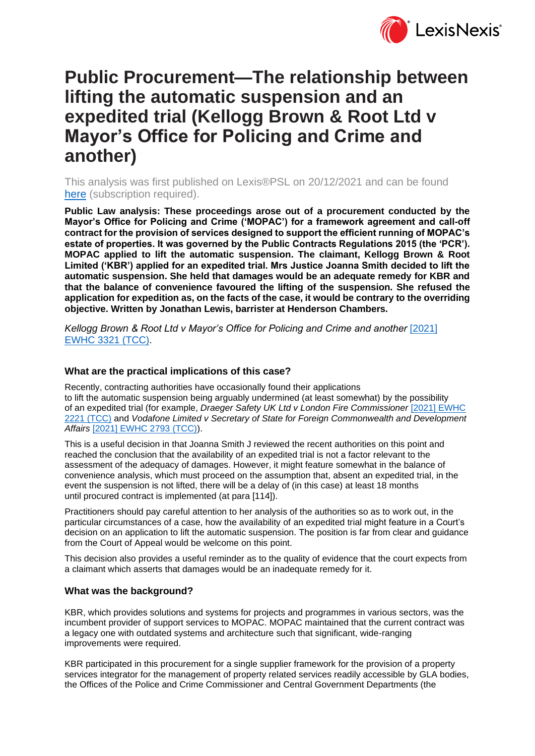# Public Procurement—The relationship between lifting the automatic suspension and an expedited trial (Kellogg Brown & Root Ltd v Mayor's Office for Policing and Crime and another)

This analysis was first published on Lexis®PSL on 20/12/2021 and can be found [here](#) (subscription required).

**Public Law analysis: These proceedings arose out of a procurement conducted by the Mayor's Office for Policing and Crime ('MOPAC') for a framework agreement and call-off contract for the provision of services designed to support the efficient running of MOPAC's estate of properties. It was governed by the Public Contracts Regulations 2015 (the 'PCR'). MOPAC applied to lift the automatic suspension. The claimant, Kellogg Brown & Root Limited ('KBR') applied for an expedited trial. Mrs Justice Joanna Smith decided to lift the automatic suspension. She held that damages would be an adequate remedy for KBR and that the balance of convenience favoured the lifting of the suspension. She refused the application for expedition as, on the facts of the case, it would be contrary to the overriding objective. Written by Jonathan Lewis, barrister at Henderson Chambers.**

*Kellogg Brown & Root Ltd v Mayor's Office for Policing and Crime and another* [[2021] EWHC 3321 (TCC)](#).

### What are the practical implications of this case?

Recently, contracting authorities have occasionally found their applications to lift the automatic suspension being arguably undermined (at least somewhat) by the possibility of an expedited trial (for example, *Draeger Safety UK Ltd v London Fire Commissioner* [[2021] EWHC 2221 (TCC)](#) and *Vodafone Limited v Secretary of State for Foreign Commonwealth and Development Affairs* [[2021] EWHC 2793 (TCC)](#)).

This is a useful decision in that Joanna Smith J reviewed the recent authorities on this point and reached the conclusion that the availability of an expedited trial is not a factor relevant to the assessment of the adequacy of damages. However, it might feature somewhat in the balance of convenience analysis, which must proceed on the assumption that, absent an expedited trial, in the event the suspension is not lifted, there will be a delay of (in this case) at least 18 months until procured contract is implemented (at para [114]).

Practitioners should pay careful attention to her analysis of the authorities so as to work out, in the particular circumstances of a case, how the availability of an expedited trial might feature in a Court's decision on an application to lift the automatic suspension. The position is far from clear and guidance from the Court of Appeal would be welcome on this point.

This decision also provides a useful reminder as to the quality of evidence that the court expects from a claimant which asserts that damages would be an inadequate remedy for it.

### What was the background?

KBR, which provides solutions and systems for projects and programmes in various sectors, was the incumbent provider of support services to MOPAC. MOPAC maintained that the current contract was a legacy one with outdated systems and architecture such that significant, wide-ranging improvements were required.

KBR participated in this procurement for a single supplier framework for the provision of a property services integrator for the management of property related services readily accessible by GLA bodies, the Offices of the Police and Crime Commissioner and Central Government Departments (the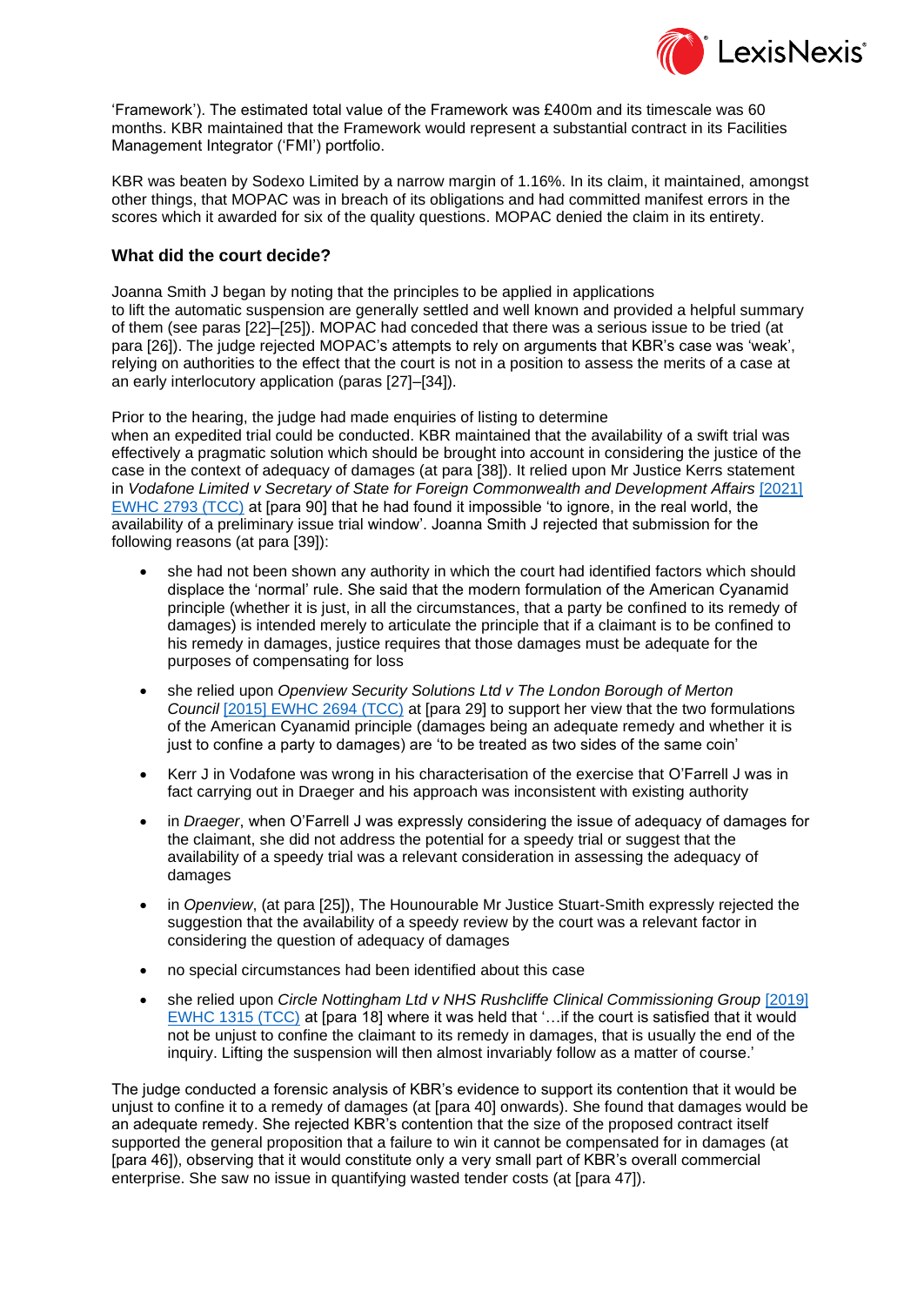'Framework'). The estimated total value of the Framework was £400m and its timescale was 60 months. KBR maintained that the Framework would represent a substantial contract in its Facilities Management Integrator ('FMI') portfolio.

KBR was beaten by Sodexo Limited by a narrow margin of 1.16%. In its claim, it maintained, amongst other things, that MOPAC was in breach of its obligations and had committed manifest errors in the scores which it awarded for six of the quality questions. MOPAC denied the claim in its entirety.

### What did the court decide?

Joanna Smith J began by noting that the principles to be applied in applications to lift the automatic suspension are generally settled and well known and provided a helpful summary of them (see paras [22]–[25]). MOPAC had conceded that there was a serious issue to be tried (at para [26]). The judge rejected MOPAC's attempts to rely on arguments that KBR's case was 'weak', relying on authorities to the effect that the court is not in a position to assess the merits of a case at an early interlocutory application (paras [27]–[34]).

Prior to the hearing, the judge had made enquiries of listing to determine when an expedited trial could be conducted. KBR maintained that the availability of a swift trial was effectively a pragmatic solution which should be brought into account in considering the justice of the case in the context of adequacy of damages (at para [38]). It relied upon Mr Justice Kerrs statement in *Vodafone Limited v Secretary of State for Foreign Commonwealth and Development Affairs* [2021] EWHC 2793 (TCC) at [para 90] that he had found it impossible 'to ignore, in the real world, the availability of a preliminary issue trial window'. Joanna Smith J rejected that submission for the following reasons (at para [39]):

- she had not been shown any authority in which the court had identified factors which should displace the 'normal' rule. She said that the modern formulation of the American Cyanamid principle (whether it is just, in all the circumstances, that a party be confined to its remedy of damages) is intended merely to articulate the principle that if a claimant is to be confined to his remedy in damages, justice requires that those damages must be adequate for the purposes of compensating for loss
- she relied upon *Openview Security Solutions Ltd v The London Borough of Merton Council* [2015] EWHC 2694 (TCC) at [para 29] to support her view that the two formulations of the American Cyanamid principle (damages being an adequate remedy and whether it is just to confine a party to damages) are 'to be treated as two sides of the same coin'
- Kerr J in Vodafone was wrong in his characterisation of the exercise that O'Farrell J was in fact carrying out in Draeger and his approach was inconsistent with existing authority
- in *Draeger*, when O'Farrell J was expressly considering the issue of adequacy of damages for the claimant, she did not address the potential for a speedy trial or suggest that the availability of a speedy trial was a relevant consideration in assessing the adequacy of damages
- in *Openview*, (at para [25]), The Hounourable Mr Justice Stuart-Smith expressly rejected the suggestion that the availability of a speedy review by the court was a relevant factor in considering the question of adequacy of damages
- no special circumstances had been identified about this case
- she relied upon *Circle Nottingham Ltd v NHS Rushcliffe Clinical Commissioning Group* [2019] EWHC 1315 (TCC) at [para 18] where it was held that '…if the court is satisfied that it would not be unjust to confine the claimant to its remedy in damages, that is usually the end of the inquiry. Lifting the suspension will then almost invariably follow as a matter of course.'

The judge conducted a forensic analysis of KBR's evidence to support its contention that it would be unjust to confine it to a remedy of damages (at [para 40] onwards). She found that damages would be an adequate remedy. She rejected KBR's contention that the size of the proposed contract itself supported the general proposition that a failure to win it cannot be compensated for in damages (at [para 46]), observing that it would constitute only a very small part of KBR's overall commercial enterprise. She saw no issue in quantifying wasted tender costs (at [para 47]).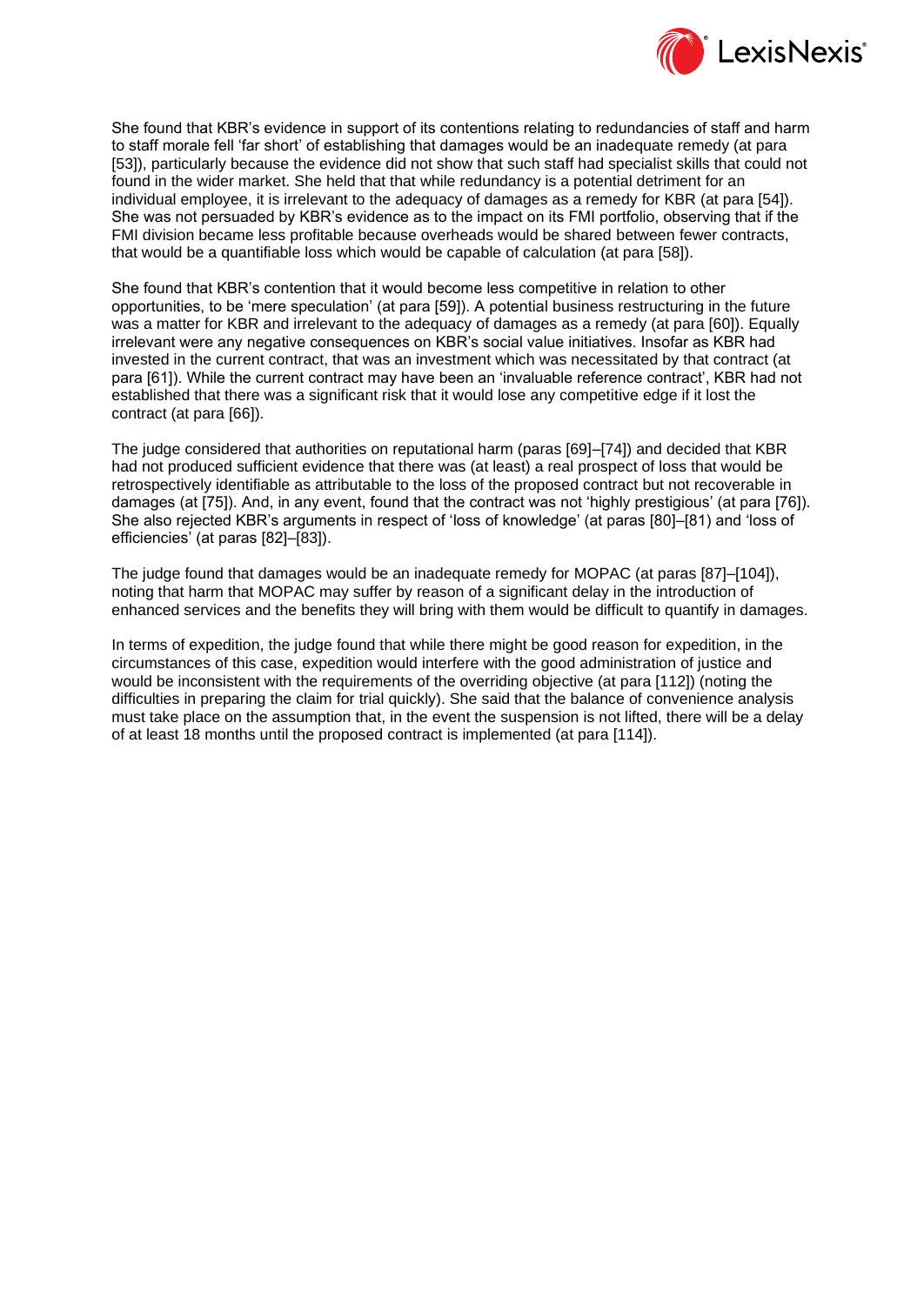She found that KBR's evidence in support of its contentions relating to redundancies of staff and harm to staff morale fell 'far short' of establishing that damages would be an inadequate remedy (at para [53]), particularly because the evidence did not show that such staff had specialist skills that could not found in the wider market. She held that that while redundancy is a potential detriment for an individual employee, it is irrelevant to the adequacy of damages as a remedy for KBR (at para [54]). She was not persuaded by KBR's evidence as to the impact on its FMI portfolio, observing that if the FMI division became less profitable because overheads would be shared between fewer contracts, that would be a quantifiable loss which would be capable of calculation (at para [58]).

She found that KBR's contention that it would become less competitive in relation to other opportunities, to be 'mere speculation' (at para [59]). A potential business restructuring in the future was a matter for KBR and irrelevant to the adequacy of damages as a remedy (at para [60]). Equally irrelevant were any negative consequences on KBR's social value initiatives. Insofar as KBR had invested in the current contract, that was an investment which was necessitated by that contract (at para [61]). While the current contract may have been an 'invaluable reference contract', KBR had not established that there was a significant risk that it would lose any competitive edge if it lost the contract (at para [66]).

The judge considered that authorities on reputational harm (paras [69]–[74]) and decided that KBR had not produced sufficient evidence that there was (at least) a real prospect of loss that would be retrospectively identifiable as attributable to the loss of the proposed contract but not recoverable in damages (at [75]). And, in any event, found that the contract was not 'highly prestigious' (at para [76]). She also rejected KBR's arguments in respect of 'loss of knowledge' (at paras [80]–[81) and 'loss of efficiencies' (at paras [82]–[83]).

The judge found that damages would be an inadequate remedy for MOPAC (at paras [87]–[104]), noting that harm that MOPAC may suffer by reason of a significant delay in the introduction of enhanced services and the benefits they will bring with them would be difficult to quantify in damages.

In terms of expedition, the judge found that while there might be good reason for expedition, in the circumstances of this case, expedition would interfere with the good administration of justice and would be inconsistent with the requirements of the overriding objective (at para [112]) (noting the difficulties in preparing the claim for trial quickly). She said that the balance of convenience analysis must take place on the assumption that, in the event the suspension is not lifted, there will be a delay of at least 18 months until the proposed contract is implemented (at para [114]).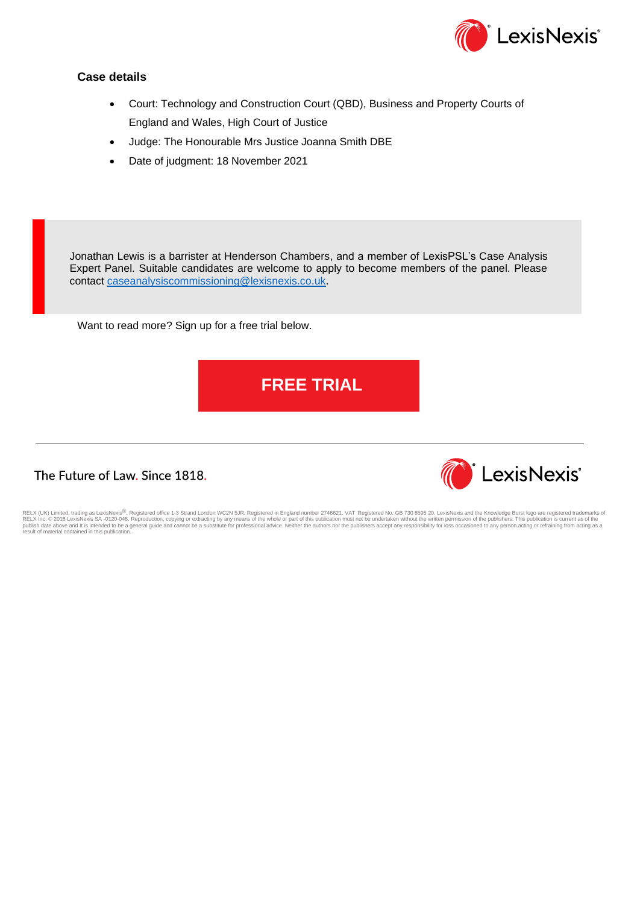**Case details**

- Court: Technology and Construction Court (QBD), Business and Property Courts of England and Wales, High Court of Justice
- Judge: The Honourable Mrs Justice Joanna Smith DBE
- Date of judgment: 18 November 2021

Jonathan Lewis is a barrister at Henderson Chambers, and a member of LexisPSL's Case Analysis Expert Panel. Suitable candidates are welcome to apply to become members of the panel. Please contact caseanalysiscommissioning@lexisnexis.co.uk.

Want to read more? Sign up for a free trial below.

**FREE TRIAL**

---

The Future of Law. Since 1818.

RELX (UK) Limited, trading as LexisNexis®. Registered office 1-3 Strand London WC2N 5JR. Registered in England number 2746621. VAT Registered No. GB 730 8595 20. LexisNexis and the Knowledge Burst logo are registered trademarks of RELX Inc. © 2018 LexisNexis SA -0120-048. Reproduction, copying or extracting by any means of the whole or part of this publication must not be undertaken without the written permission of the publishers. This publication is current as of the publish date above and it is intended to be a general guide and cannot be a substitute for professional advice. Neither the authors nor the publishers accept any responsibility for loss occasioned to any person acting or refraining from acting as a result of material contained in this publication.